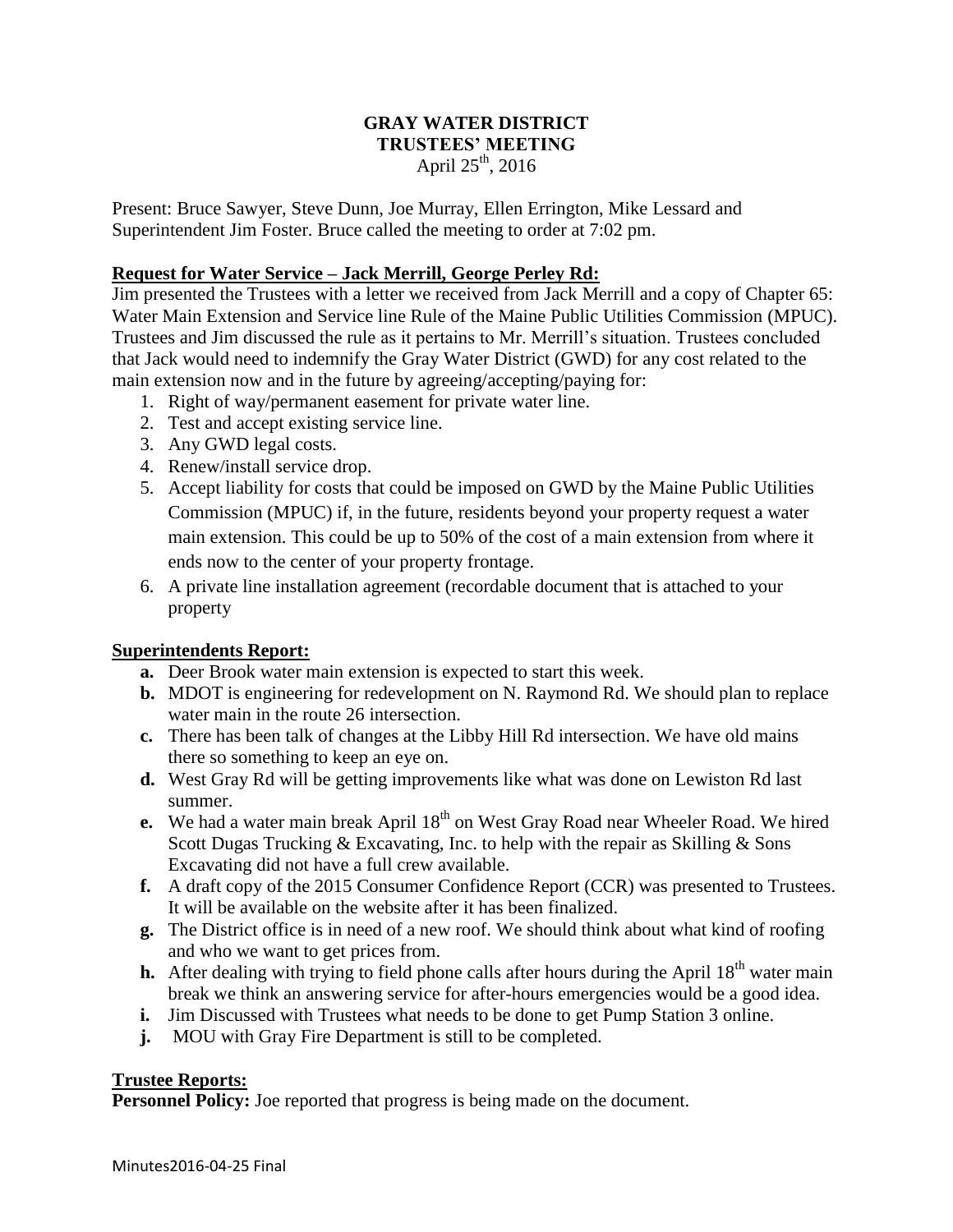# GRAY WATER DISTRICT
## TRUSTEES' MEETING
April 25th, 2016

Present: Bruce Sawyer, Steve Dunn, Joe Murray, Ellen Errington, Mike Lessard and Superintendent Jim Foster. Bruce called the meeting to order at 7:02 pm.

**Request for Water Service – Jack Merrill, George Perley Rd:**

Jim presented the Trustees with a letter we received from Jack Merrill and a copy of Chapter 65: Water Main Extension and Service line Rule of the Maine Public Utilities Commission (MPUC). Trustees and Jim discussed the rule as it pertains to Mr. Merrill's situation. Trustees concluded that Jack would need to indemnify the Gray Water District (GWD) for any cost related to the main extension now and in the future by agreeing/accepting/paying for:

1. Right of way/permanent easement for private water line.
2. Test and accept existing service line.
3. Any GWD legal costs.
4. Renew/install service drop.
5. Accept liability for costs that could be imposed on GWD by the Maine Public Utilities Commission (MPUC) if, in the future, residents beyond your property request a water main extension. This could be up to 50% of the cost of a main extension from where it ends now to the center of your property frontage.
6. A private line installation agreement (recordable document that is attached to your property

**Superintendents Report:**

- **a.** Deer Brook water main extension is expected to start this week.
- **b.** MDOT is engineering for redevelopment on N. Raymond Rd. We should plan to replace water main in the route 26 intersection.
- **c.** There has been talk of changes at the Libby Hill Rd intersection. We have old mains there so something to keep an eye on.
- **d.** West Gray Rd will be getting improvements like what was done on Lewiston Rd last summer.
- **e.** We had a water main break April 18th on West Gray Road near Wheeler Road. We hired Scott Dugas Trucking & Excavating, Inc. to help with the repair as Skilling & Sons Excavating did not have a full crew available.
- **f.** A draft copy of the 2015 Consumer Confidence Report (CCR) was presented to Trustees. It will be available on the website after it has been finalized.
- **g.** The District office is in need of a new roof. We should think about what kind of roofing and who we want to get prices from.
- **h.** After dealing with trying to field phone calls after hours during the April 18th water main break we think an answering service for after-hours emergencies would be a good idea.
- **i.** Jim Discussed with Trustees what needs to be done to get Pump Station 3 online.
- **j.** MOU with Gray Fire Department is still to be completed.

**Trustee Reports:**

**Personnel Policy:** Joe reported that progress is being made on the document.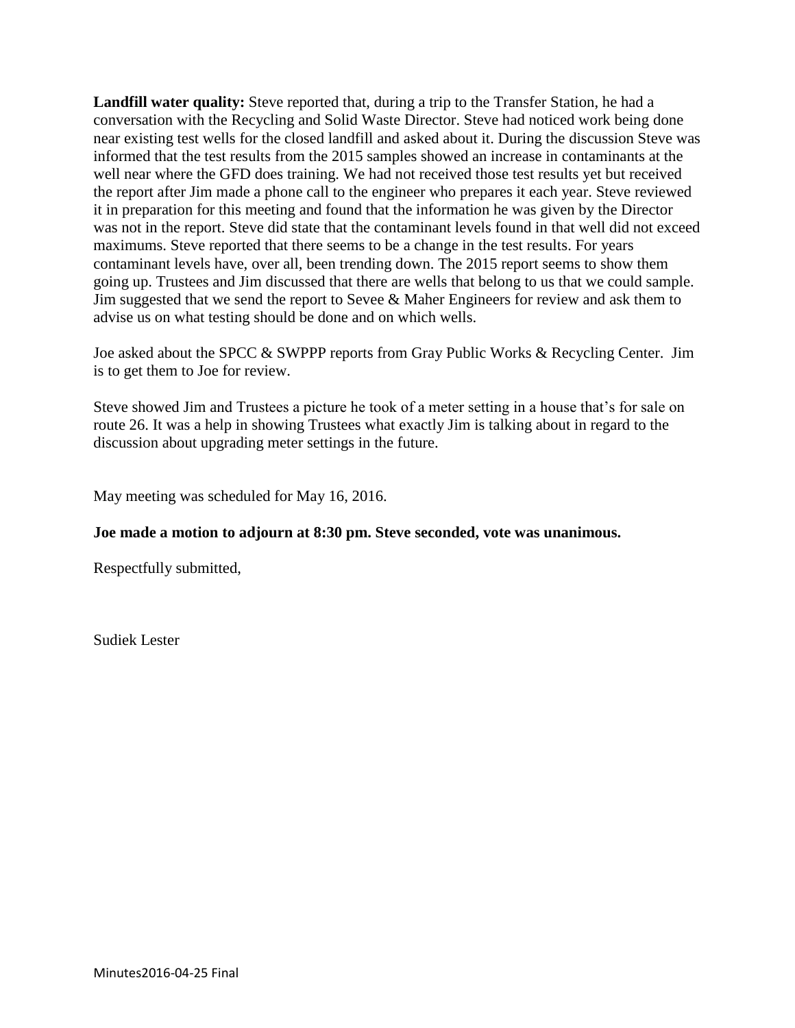**Landfill water quality:** Steve reported that, during a trip to the Transfer Station, he had a conversation with the Recycling and Solid Waste Director. Steve had noticed work being done near existing test wells for the closed landfill and asked about it. During the discussion Steve was informed that the test results from the 2015 samples showed an increase in contaminants at the well near where the GFD does training. We had not received those test results yet but received the report after Jim made a phone call to the engineer who prepares it each year. Steve reviewed it in preparation for this meeting and found that the information he was given by the Director was not in the report. Steve did state that the contaminant levels found in that well did not exceed maximums. Steve reported that there seems to be a change in the test results. For years contaminant levels have, over all, been trending down. The 2015 report seems to show them going up. Trustees and Jim discussed that there are wells that belong to us that we could sample. Jim suggested that we send the report to Sevee & Maher Engineers for review and ask them to advise us on what testing should be done and on which wells.

Joe asked about the SPCC & SWPPP reports from Gray Public Works & Recycling Center. Jim is to get them to Joe for review.

Steve showed Jim and Trustees a picture he took of a meter setting in a house that's for sale on route 26. It was a help in showing Trustees what exactly Jim is talking about in regard to the discussion about upgrading meter settings in the future.

May meeting was scheduled for May 16, 2016.

**Joe made a motion to adjourn at 8:30 pm. Steve seconded, vote was unanimous.**

Respectfully submitted,

Sudiek Lester